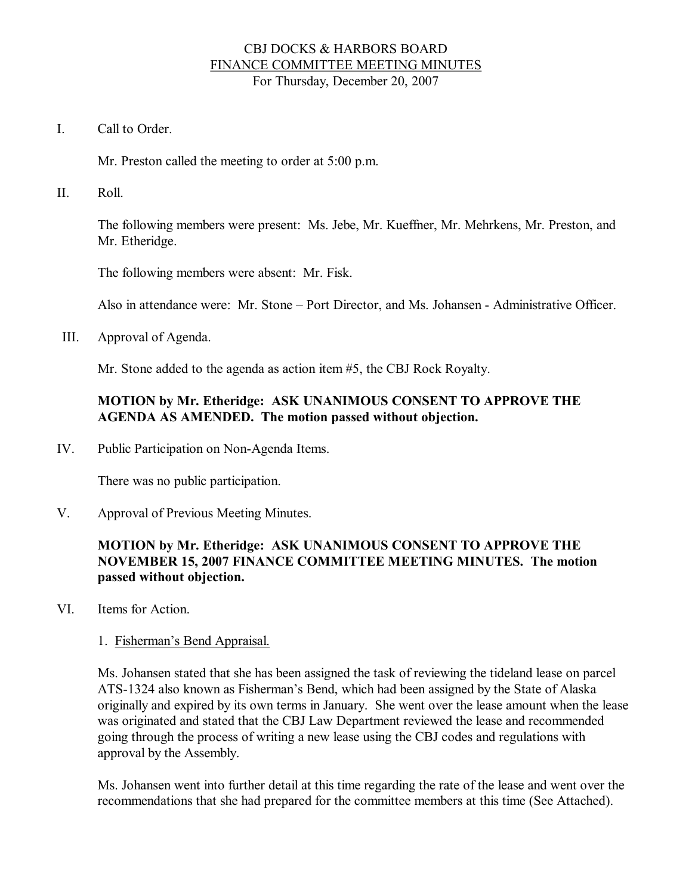# CBJ DOCKS & HARBORS BOARD
## FINANCE COMMITTEE MEETING MINUTES
### For Thursday, December 20, 2007

I. Call to Order.

Mr. Preston called the meeting to order at 5:00 p.m.

II. Roll.

The following members were present: Ms. Jebe, Mr. Kueffner, Mr. Mehrkens, Mr. Preston, and Mr. Etheridge.

The following members were absent: Mr. Fisk.

Also in attendance were: Mr. Stone – Port Director, and Ms. Johansen - Administrative Officer.

III. Approval of Agenda.

Mr. Stone added to the agenda as action item #5, the CBJ Rock Royalty.

**MOTION by Mr. Etheridge: ASK UNANIMOUS CONSENT TO APPROVE THE AGENDA AS AMENDED. The motion passed without objection.**

IV. Public Participation on Non-Agenda Items.

There was no public participation.

V. Approval of Previous Meeting Minutes.

**MOTION by Mr. Etheridge: ASK UNANIMOUS CONSENT TO APPROVE THE NOVEMBER 15, 2007 FINANCE COMMITTEE MEETING MINUTES. The motion passed without objection.**

VI. Items for Action.

1. Fisherman's Bend Appraisal.

Ms. Johansen stated that she has been assigned the task of reviewing the tideland lease on parcel ATS-1324 also known as Fisherman's Bend, which had been assigned by the State of Alaska originally and expired by its own terms in January. She went over the lease amount when the lease was originated and stated that the CBJ Law Department reviewed the lease and recommended going through the process of writing a new lease using the CBJ codes and regulations with approval by the Assembly.

Ms. Johansen went into further detail at this time regarding the rate of the lease and went over the recommendations that she had prepared for the committee members at this time (See Attached).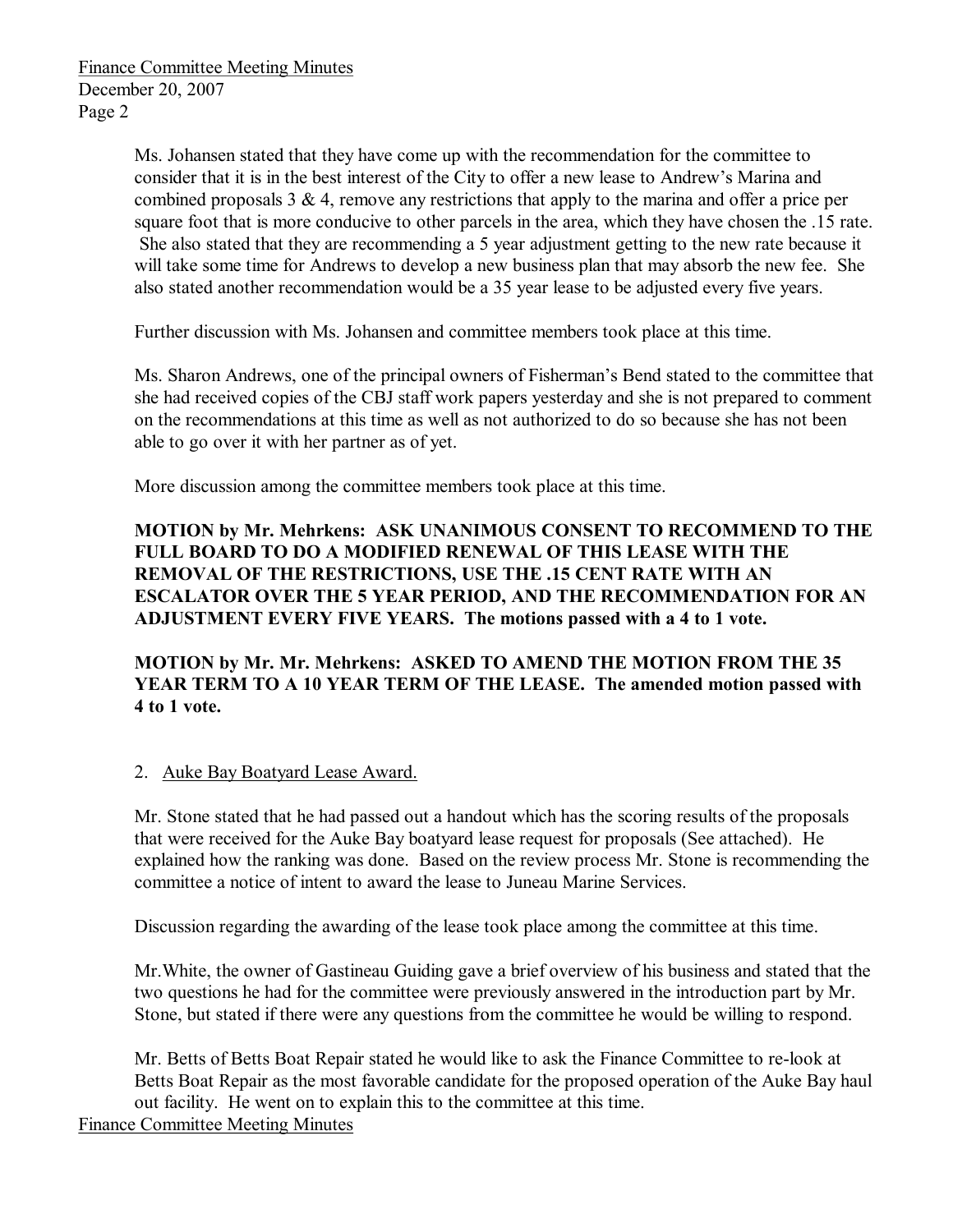Ms. Johansen stated that they have come up with the recommendation for the committee to consider that it is in the best interest of the City to offer a new lease to Andrew's Marina and combined proposals 3 & 4, remove any restrictions that apply to the marina and offer a price per square foot that is more conducive to other parcels in the area, which they have chosen the .15 rate. She also stated that they are recommending a 5 year adjustment getting to the new rate because it will take some time for Andrews to develop a new business plan that may absorb the new fee. She also stated another recommendation would be a 35 year lease to be adjusted every five years.

Further discussion with Ms. Johansen and committee members took place at this time.

Ms. Sharon Andrews, one of the principal owners of Fisherman's Bend stated to the committee that she had received copies of the CBJ staff work papers yesterday and she is not prepared to comment on the recommendations at this time as well as not authorized to do so because she has not been able to go over it with her partner as of yet.

More discussion among the committee members took place at this time.

**MOTION by Mr. Mehrkens: ASK UNANIMOUS CONSENT TO RECOMMEND TO THE FULL BOARD TO DO A MODIFIED RENEWAL OF THIS LEASE WITH THE REMOVAL OF THE RESTRICTIONS, USE THE .15 CENT RATE WITH AN ESCALATOR OVER THE 5 YEAR PERIOD, AND THE RECOMMENDATION FOR AN ADJUSTMENT EVERY FIVE YEARS. The motions passed with a 4 to 1 vote.**

**MOTION by Mr. Mr. Mehrkens: ASKED TO AMEND THE MOTION FROM THE 35 YEAR TERM TO A 10 YEAR TERM OF THE LEASE. The amended motion passed with 4 to 1 vote.**

2. Auke Bay Boatyard Lease Award.

Mr. Stone stated that he had passed out a handout which has the scoring results of the proposals that were received for the Auke Bay boatyard lease request for proposals (See attached). He explained how the ranking was done. Based on the review process Mr. Stone is recommending the committee a notice of intent to award the lease to Juneau Marine Services.

Discussion regarding the awarding of the lease took place among the committee at this time.

Mr.White, the owner of Gastineau Guiding gave a brief overview of his business and stated that the two questions he had for the committee were previously answered in the introduction part by Mr. Stone, but stated if there were any questions from the committee he would be willing to respond.

Mr. Betts of Betts Boat Repair stated he would like to ask the Finance Committee to re-look at Betts Boat Repair as the most favorable candidate for the proposed operation of the Auke Bay haul out facility. He went on to explain this to the committee at this time.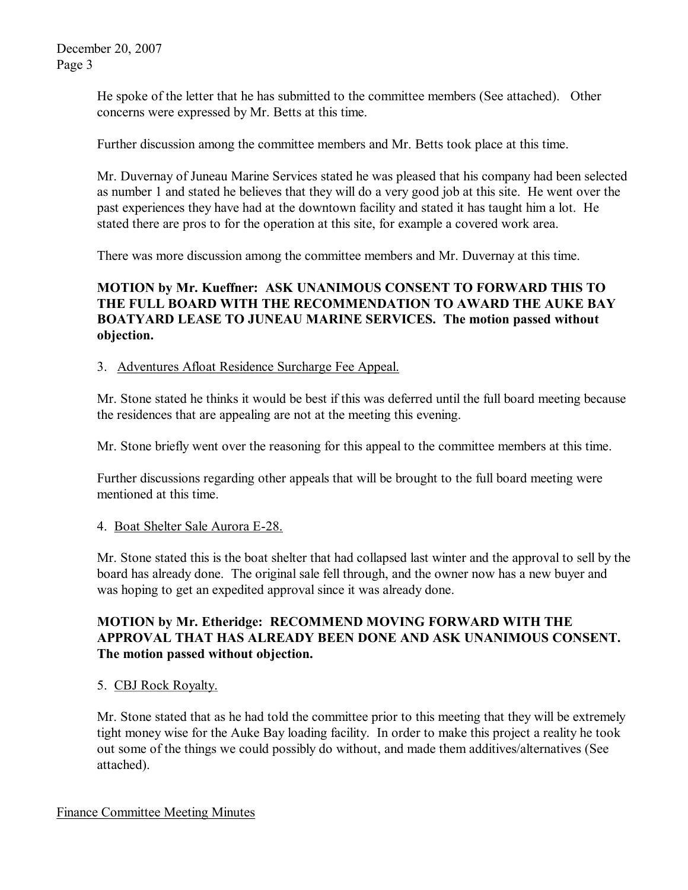He spoke of the letter that he has submitted to the committee members (See attached). Other concerns were expressed by Mr. Betts at this time.

Further discussion among the committee members and Mr. Betts took place at this time.

Mr. Duvernay of Juneau Marine Services stated he was pleased that his company had been selected as number 1 and stated he believes that they will do a very good job at this site. He went over the past experiences they have had at the downtown facility and stated it has taught him a lot. He stated there are pros to for the operation at this site, for example a covered work area.

There was more discussion among the committee members and Mr. Duvernay at this time.

**MOTION by Mr. Kueffner: ASK UNANIMOUS CONSENT TO FORWARD THIS TO THE FULL BOARD WITH THE RECOMMENDATION TO AWARD THE AUKE BAY BOATYARD LEASE TO JUNEAU MARINE SERVICES. The motion passed without objection.**

3. Adventures Afloat Residence Surcharge Fee Appeal.

Mr. Stone stated he thinks it would be best if this was deferred until the full board meeting because the residences that are appealing are not at the meeting this evening.

Mr. Stone briefly went over the reasoning for this appeal to the committee members at this time.

Further discussions regarding other appeals that will be brought to the full board meeting were mentioned at this time.

4. Boat Shelter Sale Aurora E-28.

Mr. Stone stated this is the boat shelter that had collapsed last winter and the approval to sell by the board has already done. The original sale fell through, and the owner now has a new buyer and was hoping to get an expedited approval since it was already done.

**MOTION by Mr. Etheridge: RECOMMEND MOVING FORWARD WITH THE APPROVAL THAT HAS ALREADY BEEN DONE AND ASK UNANIMOUS CONSENT. The motion passed without objection.**

5. CBJ Rock Royalty.

Mr. Stone stated that as he had told the committee prior to this meeting that they will be extremely tight money wise for the Auke Bay loading facility. In order to make this project a reality he took out some of the things we could possibly do without, and made them additives/alternatives (See attached).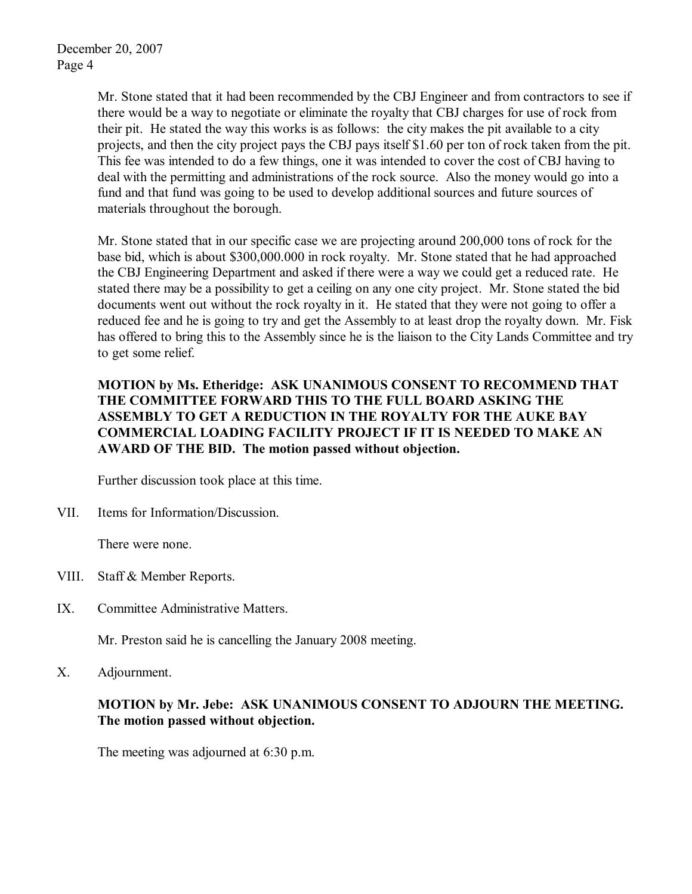Mr. Stone stated that it had been recommended by the CBJ Engineer and from contractors to see if there would be a way to negotiate or eliminate the royalty that CBJ charges for use of rock from their pit. He stated the way this works is as follows: the city makes the pit available to a city projects, and then the city project pays the CBJ pays itself $1.60 per ton of rock taken from the pit. This fee was intended to do a few things, one it was intended to cover the cost of CBJ having to deal with the permitting and administrations of the rock source. Also the money would go into a fund and that fund was going to be used to develop additional sources and future sources of materials throughout the borough.

Mr. Stone stated that in our specific case we are projecting around 200,000 tons of rock for the base bid, which is about $300,000.000 in rock royalty. Mr. Stone stated that he had approached the CBJ Engineering Department and asked if there were a way we could get a reduced rate. He stated there may be a possibility to get a ceiling on any one city project. Mr. Stone stated the bid documents went out without the rock royalty in it. He stated that they were not going to offer a reduced fee and he is going to try and get the Assembly to at least drop the royalty down. Mr. Fisk has offered to bring this to the Assembly since he is the liaison to the City Lands Committee and try to get some relief.

**MOTION by Ms. Etheridge: ASK UNANIMOUS CONSENT TO RECOMMEND THAT THE COMMITTEE FORWARD THIS TO THE FULL BOARD ASKING THE ASSEMBLY TO GET A REDUCTION IN THE ROYALTY FOR THE AUKE BAY COMMERCIAL LOADING FACILITY PROJECT IF IT IS NEEDED TO MAKE AN AWARD OF THE BID. The motion passed without objection.**

Further discussion took place at this time.

VII. Items for Information/Discussion.

There were none.

VIII. Staff & Member Reports.

IX. Committee Administrative Matters.

Mr. Preston said he is cancelling the January 2008 meeting.

X. Adjournment.

**MOTION by Mr. Jebe: ASK UNANIMOUS CONSENT TO ADJOURN THE MEETING. The motion passed without objection.**

The meeting was adjourned at 6:30 p.m.